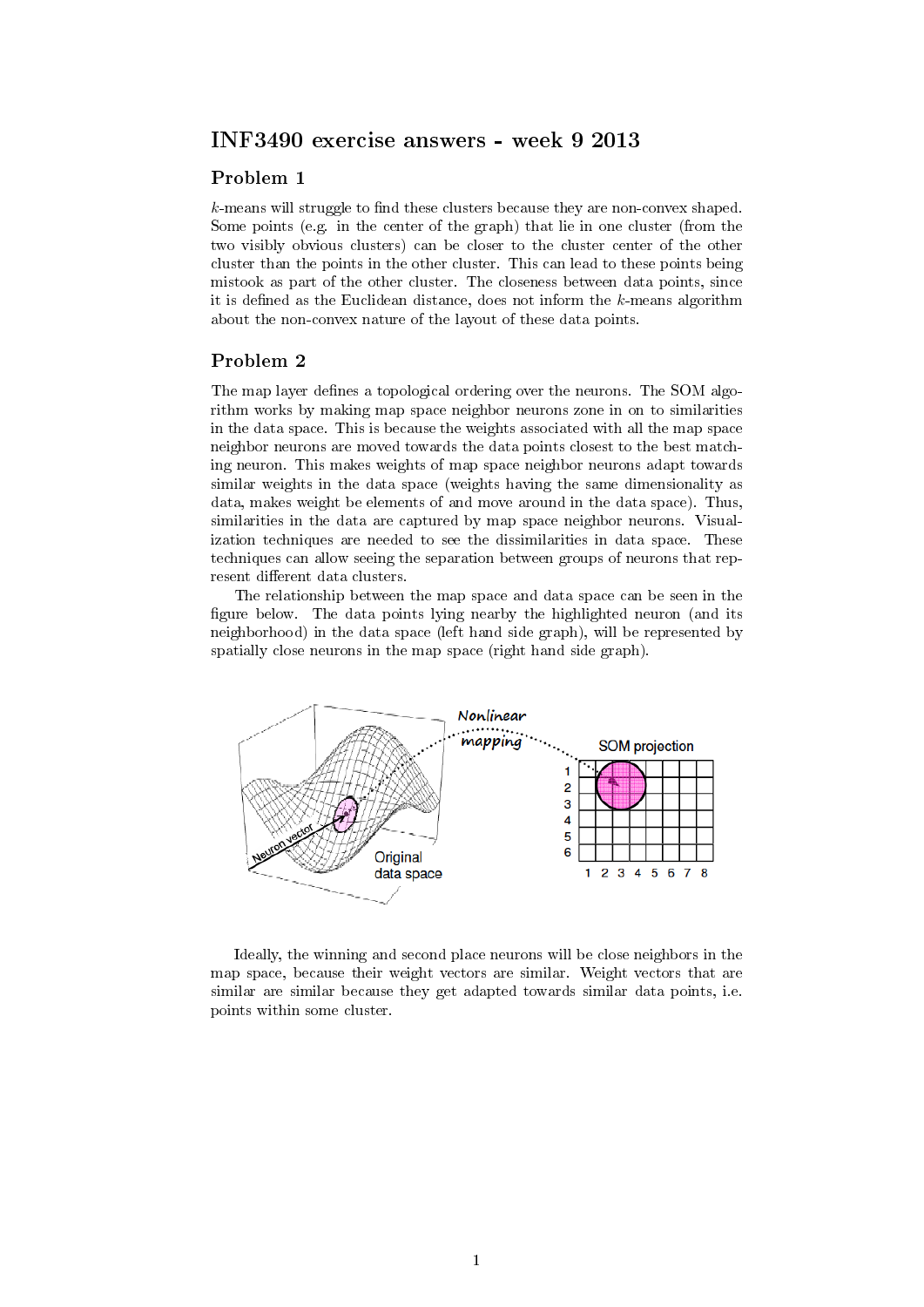# INF3490 exercise answers - week 9 2013

## Problem 1

$k$-means will struggle to find these clusters because they are non-convex shaped. Some points (e.g. in the center of the graph) that lie in one cluster (from the two visibly obvious clusters) can be closer to the cluster center of the other cluster than the points in the other cluster. This can lead to these points being mistook as part of the other cluster. The closeness between data points, since it is defined as the Euclidean distance, does not inform the $k$-means algorithm about the non-convex nature of the layout of these data points.

## Problem 2

The map layer defines a topological ordering over the neurons. The SOM algorithm works by making map space neighbor neurons zone in on to similarities in the data space. This is because the weights associated with all the map space neighbor neurons are moved towards the data points closest to the best matching neuron. This makes weights of map space neighbor neurons adapt towards similar weights in the data space (weights having the same dimensionality as data, makes weight be elements of and move around in the data space). Thus, similarities in the data are captured by map space neighbor neurons. Visualization techniques are needed to see the dissimilarities in data space. These techniques can allow seeing the separation between groups of neurons that represent different data clusters.

The relationship between the map space and data space can be seen in the figure below. The data points lying nearby the highlighted neuron (and its neighborhood) in the data space (left hand side graph), will be represented by spatially close neurons in the map space (right hand side graph).

Ideally, the winning and second place neurons will be close neighbors in the map space, because their weight vectors are similar. Weight vectors that are similar are similar because they get adapted towards similar data points, i.e. points within some cluster.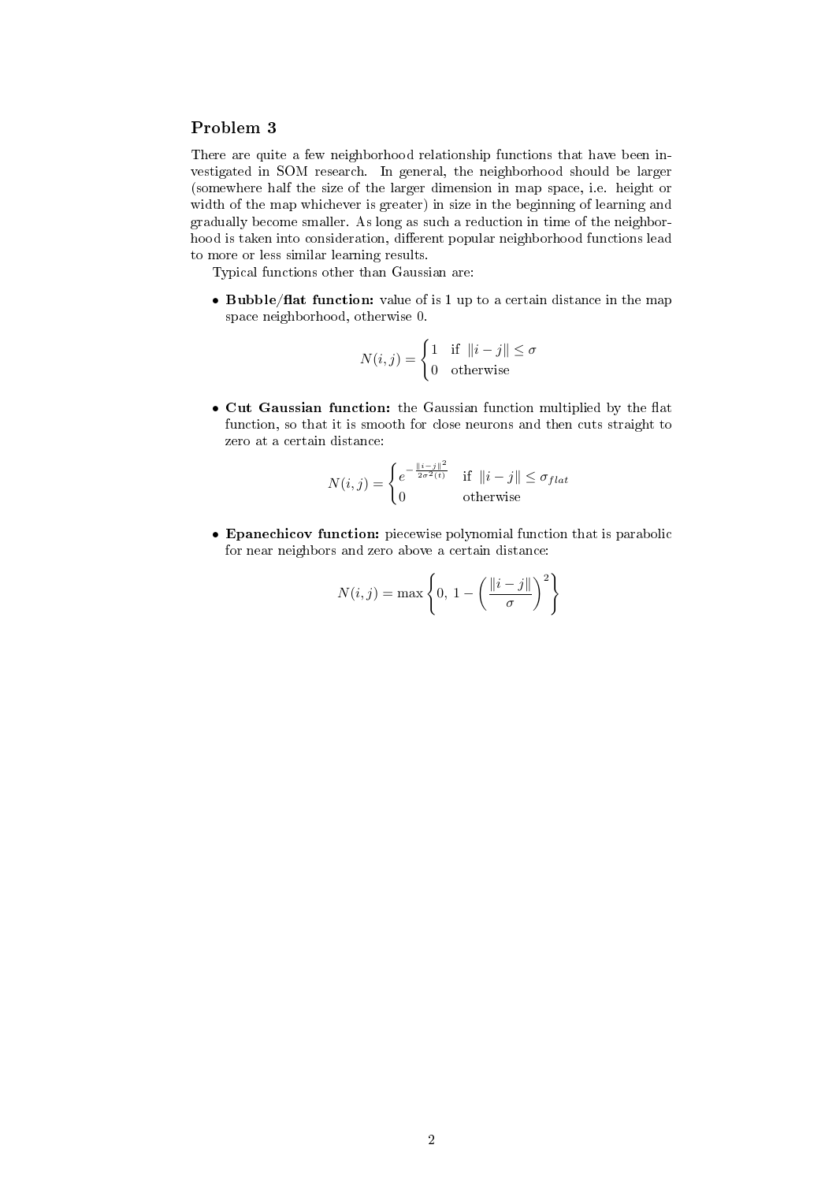## Problem 3

There are quite a few neighborhood relationship functions that have been investigated in SOM research. In general, the neighborhood should be larger (somewhere half the size of the larger dimension in map space, i.e. height or width of the map whichever is greater) in size in the beginning of learning and gradually become smaller. As long as such a reduction in time of the neighborhood is taken into consideration, different popular neighborhood functions lead to more or less similar learning results.

Typical functions other than Gaussian are:

- **Bubble/flat function:** value of is 1 up to a certain distance in the map space neighborhood, otherwise 0.

$$N(i,j) = \begin{cases} 1 & \text{if } \|i-j\| \leq \sigma \\ 0 & \text{otherwise} \end{cases}$$

- **Cut Gaussian function:** the Gaussian function multiplied by the flat function, so that it is smooth for close neurons and then cuts straight to zero at a certain distance:

$$N(i,j) = \begin{cases} e^{-\frac{\|i-j\|^2}{2\sigma^2(t)}} & \text{if } \|i-j\| \leq \sigma_{flat} \\ 0 & \text{otherwise} \end{cases}$$

- **Epanechicov function:** piecewise polynomial function that is parabolic for near neighbors and zero above a certain distance:

$$N(i,j) = \max\left\{0,\, 1 - \left(\frac{\|i-j\|}{\sigma}\right)^2\right\}$$